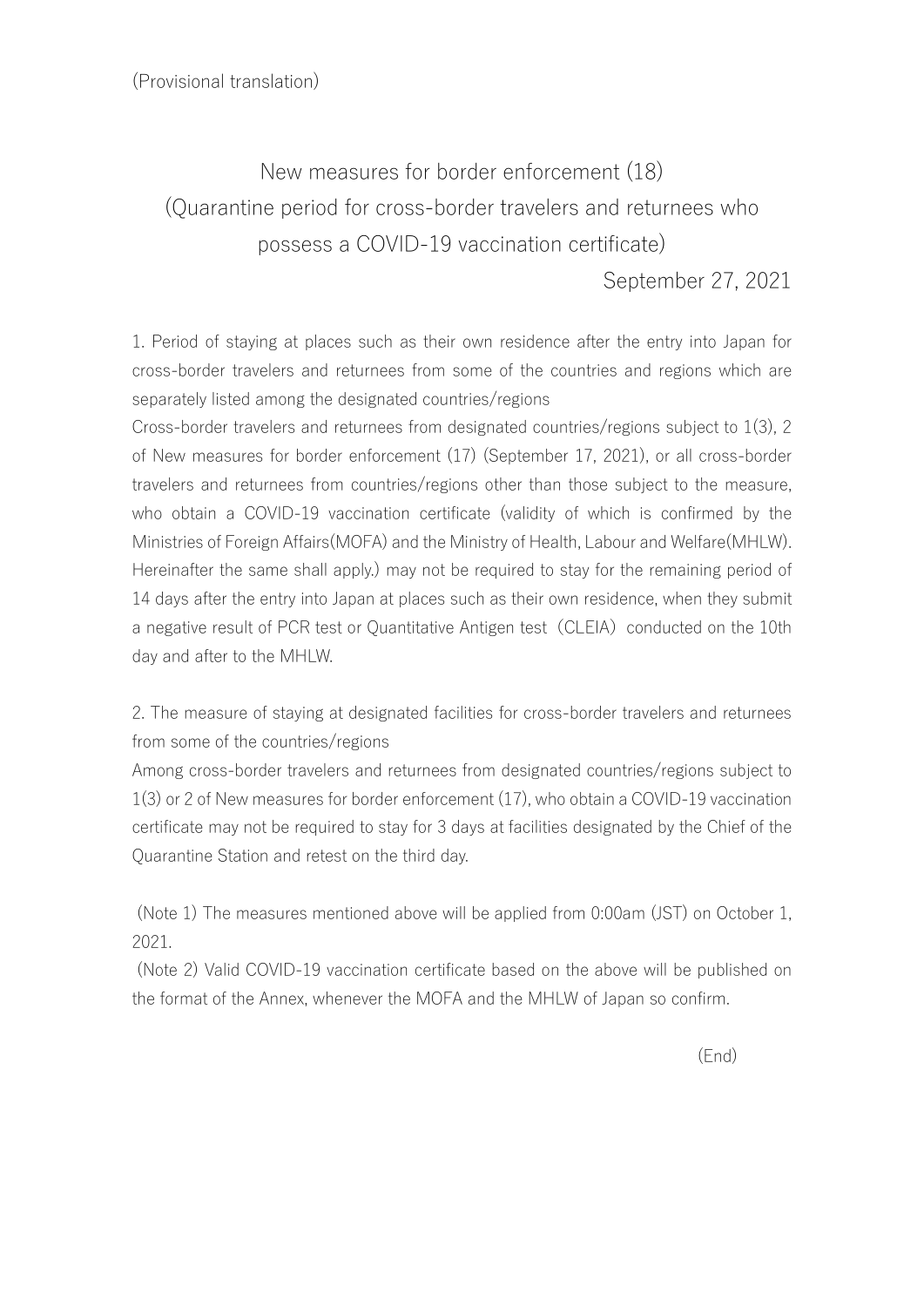(Provisional translation)

# New measures for border enforcement (18)
# (Quarantine period for cross-border travelers and returnees who possess a COVID-19 vaccination certificate)

September 27, 2021

1. Period of staying at places such as their own residence after the entry into Japan for cross-border travelers and returnees from some of the countries and regions which are separately listed among the designated countries/regions

Cross-border travelers and returnees from designated countries/regions subject to 1(3), 2 of New measures for border enforcement (17) (September 17, 2021), or all cross-border travelers and returnees from countries/regions other than those subject to the measure, who obtain a COVID-19 vaccination certificate (validity of which is confirmed by the Ministries of Foreign Affairs(MOFA) and the Ministry of Health, Labour and Welfare(MHLW). Hereinafter the same shall apply.) may not be required to stay for the remaining period of 14 days after the entry into Japan at places such as their own residence, when they submit a negative result of PCR test or Quantitative Antigen test（CLEIA）conducted on the 10th day and after to the MHLW.

2. The measure of staying at designated facilities for cross-border travelers and returnees from some of the countries/regions

Among cross-border travelers and returnees from designated countries/regions subject to 1(3) or 2 of New measures for border enforcement (17), who obtain a COVID-19 vaccination certificate may not be required to stay for 3 days at facilities designated by the Chief of the Quarantine Station and retest on the third day.

(Note 1) The measures mentioned above will be applied from 0:00am (JST) on October 1, 2021.

(Note 2) Valid COVID-19 vaccination certificate based on the above will be published on the format of the Annex, whenever the MOFA and the MHLW of Japan so confirm.

(End)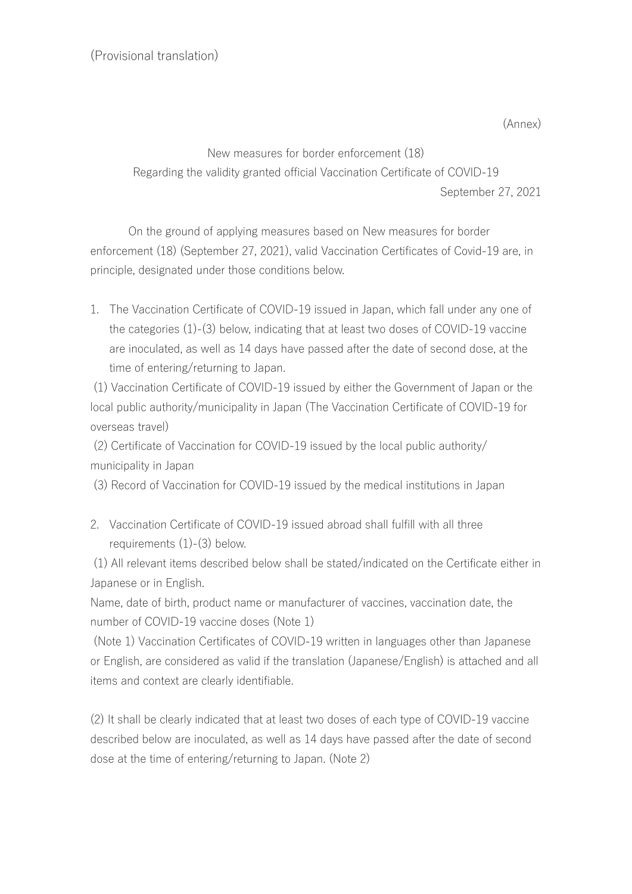(Provisional translation)

(Annex)

New measures for border enforcement (18)

Regarding the validity granted official Vaccination Certificate of COVID-19

September 27, 2021

On the ground of applying measures based on New measures for border enforcement (18) (September 27, 2021), valid Vaccination Certificates of Covid-19 are, in principle, designated under those conditions below.

1. The Vaccination Certificate of COVID-19 issued in Japan, which fall under any one of the categories (1)-(3) below, indicating that at least two doses of COVID-19 vaccine are inoculated, as well as 14 days have passed after the date of second dose, at the time of entering/returning to Japan.

(1) Vaccination Certificate of COVID-19 issued by either the Government of Japan or the local public authority/municipality in Japan (The Vaccination Certificate of COVID-19 for overseas travel)

(2) Certificate of Vaccination for COVID-19 issued by the local public authority/ municipality in Japan

(3) Record of Vaccination for COVID-19 issued by the medical institutions in Japan

2. Vaccination Certificate of COVID-19 issued abroad shall fulfill with all three requirements (1)-(3) below.

(1) All relevant items described below shall be stated/indicated on the Certificate either in Japanese or in English.

Name, date of birth, product name or manufacturer of vaccines, vaccination date, the number of COVID-19 vaccine doses (Note 1)

(Note 1) Vaccination Certificates of COVID-19 written in languages other than Japanese or English, are considered as valid if the translation (Japanese/English) is attached and all items and context are clearly identifiable.

(2) It shall be clearly indicated that at least two doses of each type of COVID-19 vaccine described below are inoculated, as well as 14 days have passed after the date of second dose at the time of entering/returning to Japan. (Note 2)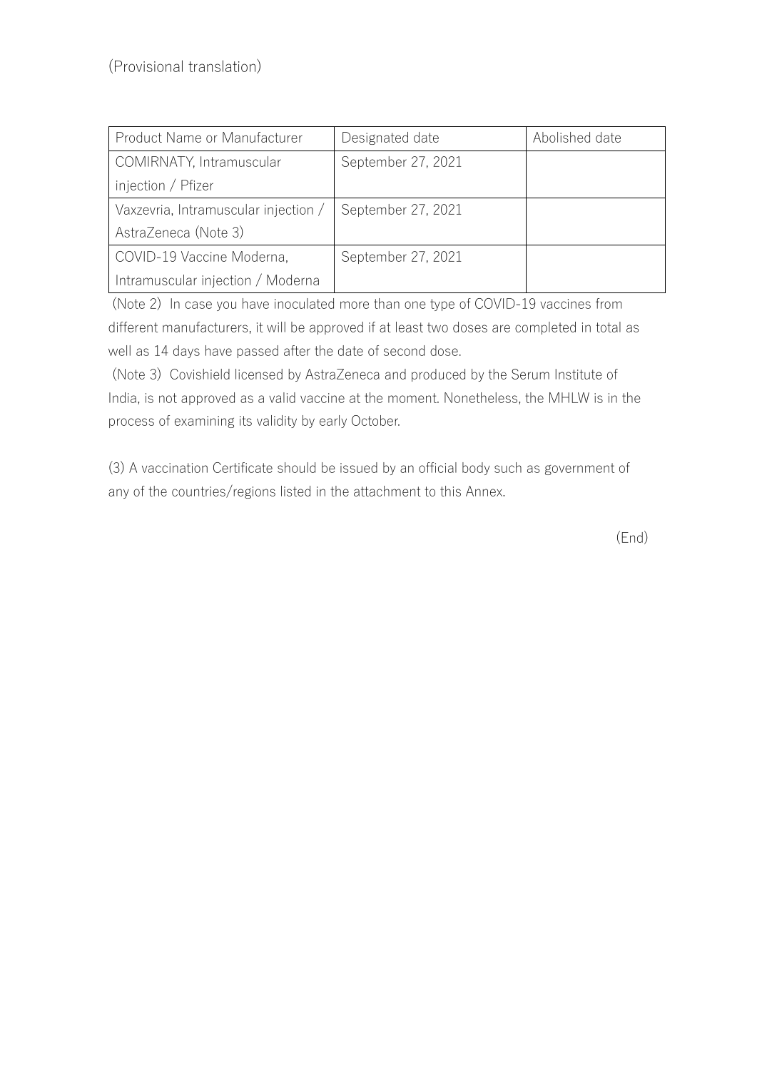(Provisional translation)

| Product Name or Manufacturer | Designated date | Abolished date |
|---|---|---|
| COMIRNATY, Intramuscular injection / Pfizer | September 27, 2021 | |
| Vaxzevria, Intramuscular injection / AstraZeneca (Note 3) | September 27, 2021 | |
| COVID-19 Vaccine Moderna, Intramuscular injection / Moderna | September 27, 2021 | |

(Note 2) In case you have inoculated more than one type of COVID-19 vaccines from different manufacturers, it will be approved if at least two doses are completed in total as well as 14 days have passed after the date of second dose.

(Note 3) Covishield licensed by AstraZeneca and produced by the Serum Institute of India, is not approved as a valid vaccine at the moment. Nonetheless, the MHLW is in the process of examining its validity by early October.

(3) A vaccination Certificate should be issued by an official body such as government of any of the countries/regions listed in the attachment to this Annex.

(End)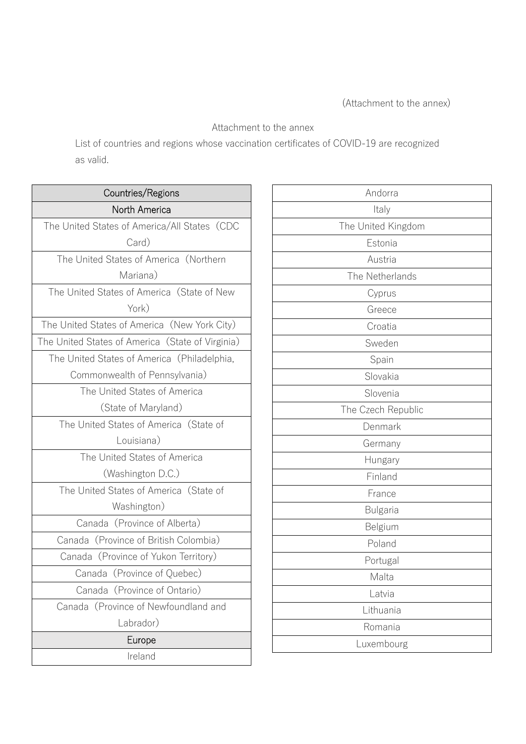(Attachment to the annex)

Attachment to the annex

List of countries and regions whose vaccination certificates of COVID-19 are recognized as valid.

| Countries/Regions |
| --- |
| **North America** |
| The United States of America/All States（CDC Card） |
| The United States of America（Northern Mariana） |
| The United States of America（State of New York） |
| The United States of America（New York City） |
| The United States of America（State of Virginia） |
| The United States of America（Philadelphia, Commonwealth of Pennsylvania） |
| The United States of America（State of Maryland） |
| The United States of America（State of Louisiana） |
| The United States of America（Washington D.C.） |
| The United States of America（State of Washington） |
| Canada（Province of Alberta） |
| Canada（Province of British Colombia） |
| Canada（Province of Yukon Territory） |
| Canada（Province of Quebec） |
| Canada（Province of Ontario） |
| Canada（Province of Newfoundland and Labrador） |
| **Europe** |
| Ireland |
| Andorra |
| Italy |
| The United Kingdom |
| Estonia |
| Austria |
| The Netherlands |
| Cyprus |
| Greece |
| Croatia |
| Sweden |
| Spain |
| Slovakia |
| Slovenia |
| The Czech Republic |
| Denmark |
| Germany |
| Hungary |
| Finland |
| France |
| Bulgaria |
| Belgium |
| Poland |
| Portugal |
| Malta |
| Latvia |
| Lithuania |
| Romania |
| Luxembourg |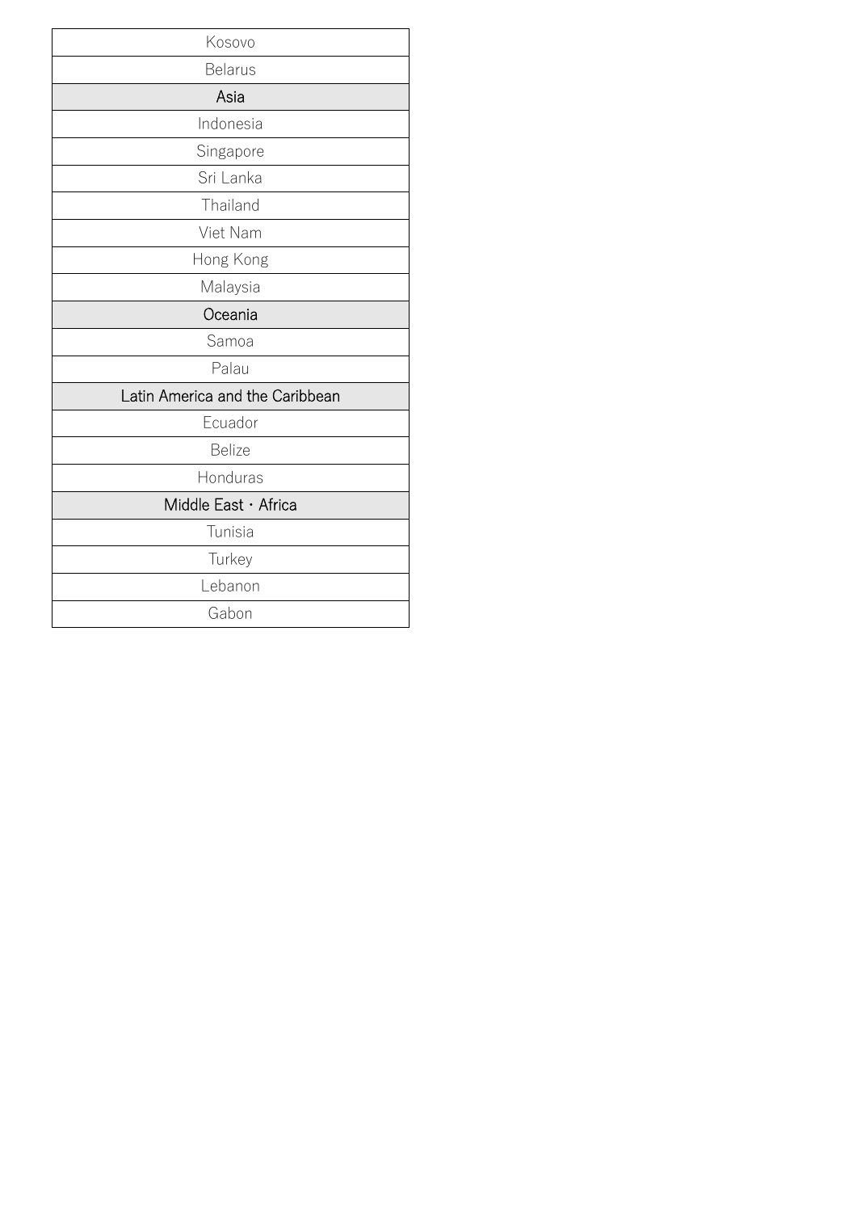| |
|---|
| Kosovo |
| Belarus |
| **Asia** |
| Indonesia |
| Singapore |
| Sri Lanka |
| Thailand |
| Viet Nam |
| Hong Kong |
| Malaysia |
| **Oceania** |
| Samoa |
| Palau |
| **Latin America and the Caribbean** |
| Ecuador |
| Belize |
| Honduras |
| **Middle East・Africa** |
| Tunisia |
| Turkey |
| Lebanon |
| Gabon |